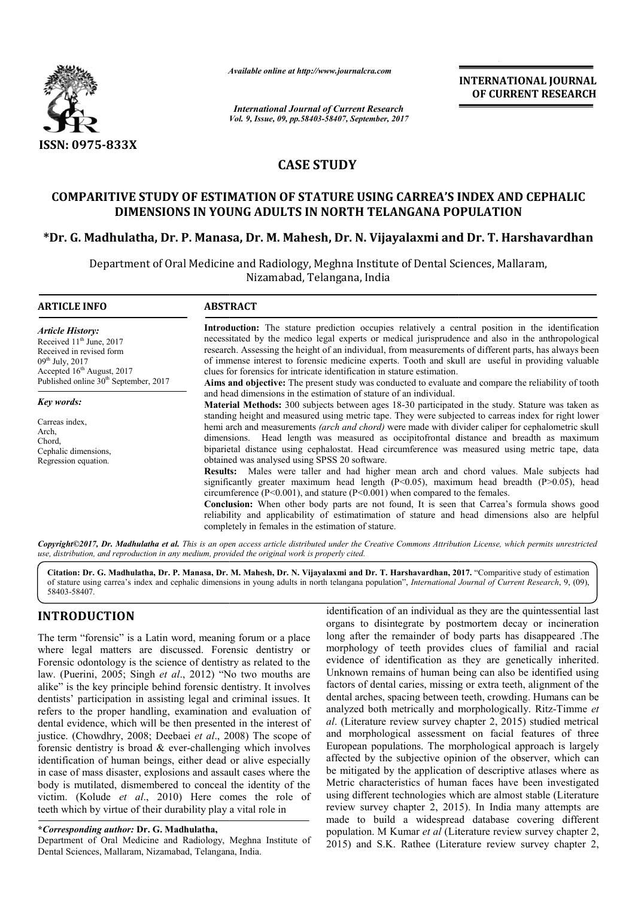*Available online at http://www.journalcra.com*

*International Journal of Current Research*
*Vol. 9, Issue, 09, pp.58403-58407, September, 2017*

**INTERNATIONAL JOURNAL OF CURRENT RESEARCH**

ISSN: 0975-833X

## CASE STUDY

# COMPARITIVE STUDY OF ESTIMATION OF STATURE USING CARREA'S INDEX AND CEPHALIC DIMENSIONS IN YOUNG ADULTS IN NORTH TELANGANA POPULATION

**\*Dr. G. Madhulatha, Dr. P. Manasa, Dr. M. Mahesh, Dr. N. Vijayalaxmi and Dr. T. Harshavardhan**

Department of Oral Medicine and Radiology, Meghna Institute of Dental Sciences, Mallaram, Nizamabad, Telangana, India

### ARTICLE INFO

*Article History:*
Received 11th June, 2017
Received in revised form
09th July, 2017
Accepted 16th August, 2017
Published online 30th September, 2017

*Key words:*

Carreas index,
Arch,
Chord,
Cephalic dimensions,
Regression equation.

### ABSTRACT

**Introduction:** The stature prediction occupies relatively a central position in the identification necessitated by the medico legal experts or medical jurisprudence and also in the anthropological research. Assessing the height of an individual, from measurements of different parts, has always been of immense interest to forensic medicine experts. Tooth and skull are useful in providing valuable clues for forensics for intricate identification in stature estimation.

**Aims and objective:** The present study was conducted to evaluate and compare the reliability of tooth and head dimensions in the estimation of stature of an individual.

**Material Methods:** 300 subjects between ages 18-30 participated in the study. Stature was taken as standing height and measured using metric tape. They were subjected to carreas index for right lower hemi arch and measurements *(arch and chord)* were made with divider caliper for cephalometric skull dimensions. Head length was measured as occipitofrontal distance and breadth as maximum biparietal distance using cephalostat. Head circumference was measured using metric tape, data obtained was analysed using SPSS 20 software.

**Results:** Males were taller and had higher mean arch and chord values. Male subjects had significantly greater maximum head length ($P<0.05$), maximum head breadth ($P>0.05$), head circumference ($P<0.001$), and stature ($P<0.001$) when compared to the females.

**Conclusion:** When other body parts are not found, It is seen that Carrea's formula shows good reliability and applicability of estimatimation of stature and head dimensions also are helpful completely in females in the estimation of stature.

*Copyright©2017, Dr. Madhulatha et al. This is an open access article distributed under the Creative Commons Attribution License, which permits unrestricted use, distribution, and reproduction in any medium, provided the original work is properly cited.*

**Citation: Dr. G. Madhulatha, Dr. P. Manasa, Dr. M. Mahesh, Dr. N. Vijayalaxmi and Dr. T. Harshavardhan, 2017.** "Comparitive study of estimation of stature using carrea's index and cephalic dimensions in young adults in north telangana population", *International Journal of Current Research*, 9, (09), 58403-58407.

## INTRODUCTION

The term "forensic" is a Latin word, meaning forum or a place where legal matters are discussed. Forensic dentistry or Forensic odontology is the science of dentistry as related to the law. (Puerini, 2005; Singh *et al*., 2012) "No two mouths are alike" is the key principle behind forensic dentistry. It involves dentists' participation in assisting legal and criminal issues. It refers to the proper handling, examination and evaluation of dental evidence, which will be then presented in the interest of justice. (Chowdhry, 2008; Deebaei *et al*., 2008) The scope of forensic dentistry is broad & ever-challenging which involves identification of human beings, either dead or alive especially in case of mass disaster, explosions and assault cases where the body is mutilated, dismembered to conceal the identity of the victim. (Kolude *et al*., 2010) Here comes the role of teeth which by virtue of their durability play a vital role in identification of an individual as they are the quintessential last organs to disintegrate by postmortem decay or incineration long after the remainder of body parts has disappeared .The morphology of teeth provides clues of familial and racial evidence of identification as they are genetically inherited. Unknown remains of human being can also be identified using factors of dental caries, missing or extra teeth, alignment of the dental arches, spacing between teeth, crowding. Humans can be analyzed both metrically and morphologically. Ritz-Timme *et al*. (Literature review survey chapter 2, 2015) studied metrical and morphological assessment on facial features of three European populations. The morphological approach is largely affected by the subjective opinion of the observer, which can be mitigated by the application of descriptive atlases where as Metric characteristics of human faces have been investigated using different technologies which are almost stable (Literature review survey chapter 2, 2015). In India many attempts are made to build a widespread database covering different population. M Kumar *et al* (Literature review survey chapter 2, 2015) and S.K. Rathee (Literature review survey chapter 2,

**\*Corresponding author: Dr. G. Madhulatha,**
Department of Oral Medicine and Radiology, Meghna Institute of Dental Sciences, Mallaram, Nizamabad, Telangana, India.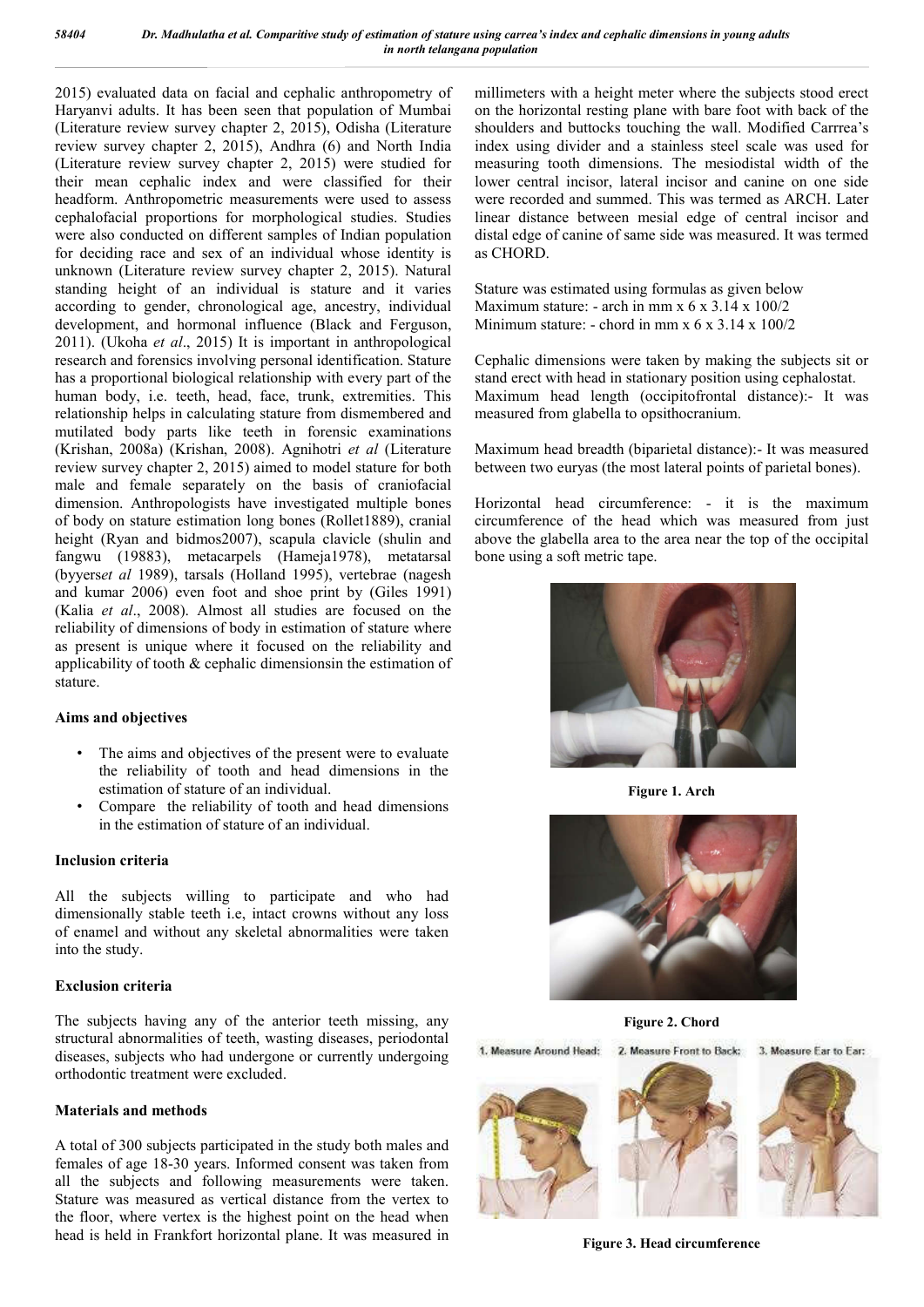2015) evaluated data on facial and cephalic anthropometry of Haryanvi adults. It has been seen that population of Mumbai (Literature review survey chapter 2, 2015), Odisha (Literature review survey chapter 2, 2015), Andhra (6) and North India (Literature review survey chapter 2, 2015) were studied for their mean cephalic index and were classified for their headform. Anthropometric measurements were used to assess cephalofacial proportions for morphological studies. Studies were also conducted on different samples of Indian population for deciding race and sex of an individual whose identity is unknown (Literature review survey chapter 2, 2015). Natural standing height of an individual is stature and it varies according to gender, chronological age, ancestry, individual development, and hormonal influence (Black and Ferguson, 2011). (Ukoha *et al*., 2015) It is important in anthropological research and forensics involving personal identification. Stature has a proportional biological relationship with every part of the human body, i.e. teeth, head, face, trunk, extremities. This relationship helps in calculating stature from dismembered and mutilated body parts like teeth in forensic examinations (Krishan, 2008a) (Krishan, 2008). Agnihotri *et al* (Literature review survey chapter 2, 2015) aimed to model stature for both male and female separately on the basis of craniofacial dimension. Anthropologists have investigated multiple bones of body on stature estimation long bones (Rollet1889), cranial height (Ryan and bidmos2007), scapula clavicle (shulin and fangwu (19883), metacarpels (Hameja1978), metatarsal (byyers*et al* 1989), tarsals (Holland 1995), vertebrae (nagesh and kumar 2006) even foot and shoe print by (Giles 1991) (Kalia *et al*., 2008). Almost all studies are focused on the reliability of dimensions of body in estimation of stature where as present is unique where it focused on the reliability and applicability of tooth & cephalic dimensionsin the estimation of stature.

### Aims and objectives

- The aims and objectives of the present were to evaluate the reliability of tooth and head dimensions in the estimation of stature of an individual.
- Compare the reliability of tooth and head dimensions in the estimation of stature of an individual.

### Inclusion criteria

All the subjects willing to participate and who had dimensionally stable teeth i.e, intact crowns without any loss of enamel and without any skeletal abnormalities were taken into the study.

### Exclusion criteria

The subjects having any of the anterior teeth missing, any structural abnormalities of teeth, wasting diseases, periodontal diseases, subjects who had undergone or currently undergoing orthodontic treatment were excluded.

### Materials and methods

A total of 300 subjects participated in the study both males and females of age 18-30 years. Informed consent was taken from all the subjects and following measurements were taken. Stature was measured as vertical distance from the vertex to the floor, where vertex is the highest point on the head when head is held in Frankfort horizontal plane. It was measured in millimeters with a height meter where the subjects stood erect on the horizontal resting plane with bare foot with back of the shoulders and buttocks touching the wall. Modified Carrrea's index using divider and a stainless steel scale was used for measuring tooth dimensions. The mesiodistal width of the lower central incisor, lateral incisor and canine on one side were recorded and summed. This was termed as ARCH. Later linear distance between mesial edge of central incisor and distal edge of canine of same side was measured. It was termed as CHORD.

Stature was estimated using formulas as given below
Maximum stature: - arch in mm x 6 x 3.14 x 100/2
Minimum stature: - chord in mm x 6 x 3.14 x 100/2

Cephalic dimensions were taken by making the subjects sit or stand erect with head in stationary position using cephalostat. Maximum head length (occipitofrontal distance):- It was measured from glabella to opsithocranium.

Maximum head breadth (biparietal distance):- It was measured between two euryas (the most lateral points of parietal bones).

Horizontal head circumference: - it is the maximum circumference of the head which was measured from just above the glabella area to the area near the top of the occipital bone using a soft metric tape.

**Figure 1. Arch**

**Figure 2. Chord**

1. Measure Around Head: 2. Measure Front to Back: 3. Measure Ear to Ear:

**Figure 3. Head circumference**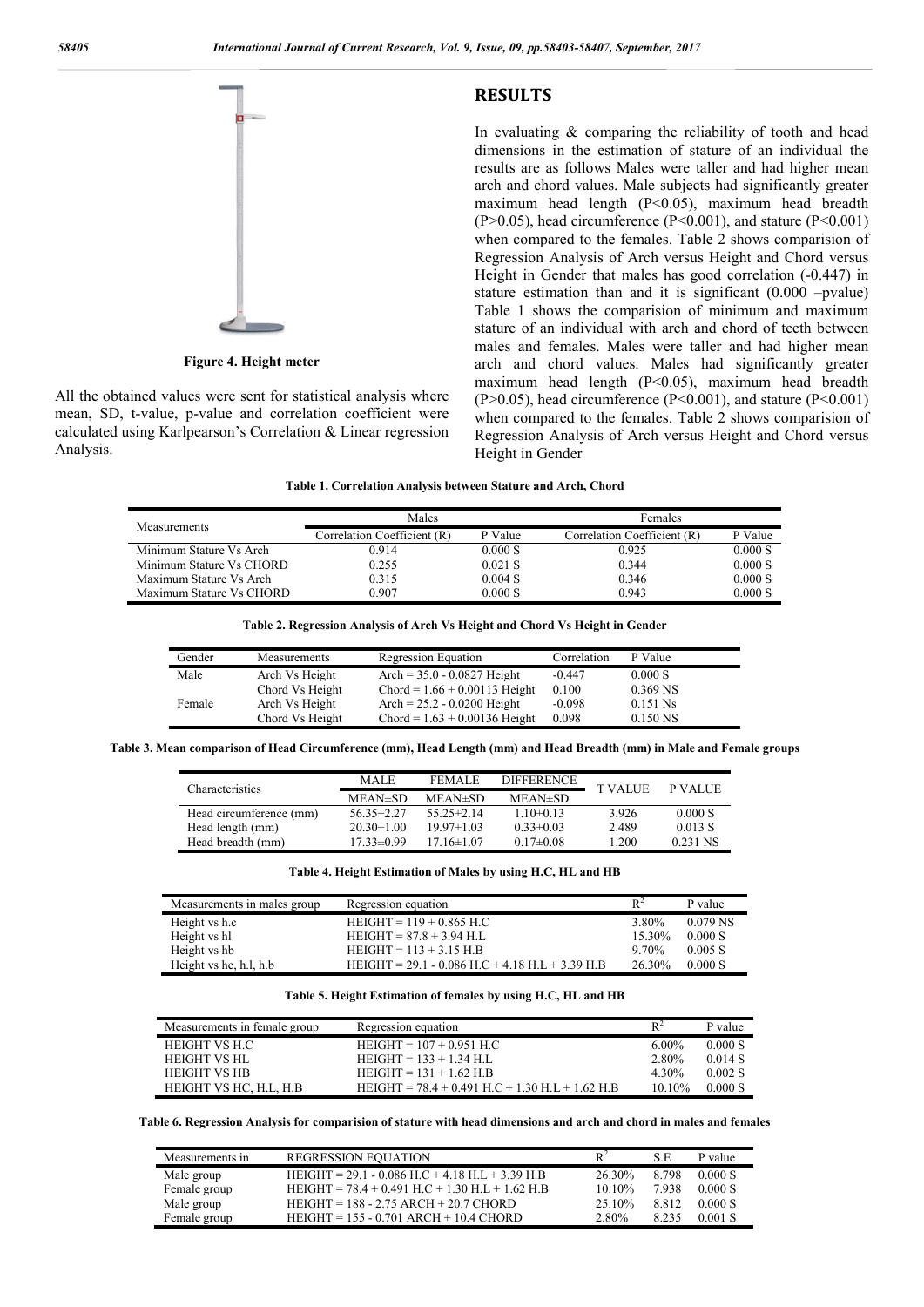Figure 4. Height meter

All the obtained values were sent for statistical analysis where mean, SD, t-value, p-value and correlation coefficient were calculated using Karlpearson's Correlation & Linear regression Analysis.

## RESULTS

In evaluating & comparing the reliability of tooth and head dimensions in the estimation of stature of an individual the results are as follows Males were taller and had higher mean arch and chord values. Male subjects had significantly greater maximum head length ($P<0.05$), maximum head breadth ($P>0.05$), head circumference ($P<0.001$), and stature ($P<0.001$) when compared to the females. Table 2 shows comparision of Regression Analysis of Arch versus Height and Chord versus Height in Gender that males has good correlation (-0.447) in stature estimation than and it is significant (0.000 –pvalue) Table 1 shows the comparision of minimum and maximum stature of an individual with arch and chord of teeth between males and females. Males were taller and had higher mean arch and chord values. Males had significantly greater maximum head length ($P<0.05$), maximum head breadth ($P>0.05$), head circumference ($P<0.001$), and stature ($P<0.001$) when compared to the females. Table 2 shows comparision of Regression Analysis of Arch versus Height and Chord versus Height in Gender

**Table 1. Correlation Analysis between Stature and Arch, Chord**

| Measurements | Males | | Females | |
|---|---|---|---|---|
| | Correlation Coefficient (R) | P Value | Correlation Coefficient (R) | P Value |
| Minimum Stature Vs Arch | 0.914 | 0.000 S | 0.925 | 0.000 S |
| Minimum Stature Vs CHORD | 0.255 | 0.021 S | 0.344 | 0.000 S |
| Maximum Stature Vs Arch | 0.315 | 0.004 S | 0.346 | 0.000 S |
| Maximum Stature Vs CHORD | 0.907 | 0.000 S | 0.943 | 0.000 S |

**Table 2. Regression Analysis of Arch Vs Height and Chord Vs Height in Gender**

| Gender | Measurements | Regression Equation | Correlation | P Value |
|---|---|---|---|---|
| Male | Arch Vs Height | Arch = 35.0 - 0.0827 Height | -0.447 | 0.000 S |
| | Chord Vs Height | Chord = 1.66 + 0.00113 Height | 0.100 | 0.369 NS |
| Female | Arch Vs Height | Arch = 25.2 - 0.0200 Height | -0.098 | 0.151 Ns |
| | Chord Vs Height | Chord = 1.63 + 0.00136 Height | 0.098 | 0.150 NS |

**Table 3. Mean comparison of Head Circumference (mm), Head Length (mm) and Head Breadth (mm) in Male and Female groups**

| Characteristics | MALE | FEMALE | DIFFERENCE | T VALUE | P VALUE |
|---|---|---|---|---|---|
| | MEAN±SD | MEAN±SD | MEAN±SD | | |
| Head circumference (mm) | 56.35±2.27 | 55.25±2.14 | 1.10±0.13 | 3.926 | 0.000 S |
| Head length (mm) | 20.30±1.00 | 19.97±1.03 | 0.33±0.03 | 2.489 | 0.013 S |
| Head breadth (mm) | 17.33±0.99 | 17.16±1.07 | 0.17±0.08 | 1.200 | 0.231 NS |

**Table 4. Height Estimation of Males by using H.C, HL and HB**

| Measurements in males group | Regression equation | $R^2$ | P value |
|---|---|---|---|
| Height vs h.c | HEIGHT = 119 + 0.865 H.C | 3.80% | 0.079 NS |
| Height vs hl | HEIGHT = 87.8 + 3.94 H.L | 15.30% | 0.000 S |
| Height vs hb | HEIGHT = 113 + 3.15 H.B | 9.70% | 0.005 S |
| Height vs hc, h.l, h.b | HEIGHT = 29.1 - 0.086 H.C + 4.18 H.L + 3.39 H.B | 26.30% | 0.000 S |

**Table 5. Height Estimation of females by using H.C, HL and HB**

| Measurements in female group | Regression equation | $R^2$ | P value |
|---|---|---|---|
| HEIGHT VS H.C | HEIGHT = 107 + 0.951 H.C | 6.00% | 0.000 S |
| HEIGHT VS HL | HEIGHT = 133 + 1.34 H.L | 2.80% | 0.014 S |
| HEIGHT VS HB | HEIGHT = 131 + 1.62 H.B | 4.30% | 0.002 S |
| HEIGHT VS HC, H.L, H.B | HEIGHT = 78.4 + 0.491 H.C + 1.30 H.L + 1.62 H.B | 10.10% | 0.000 S |

**Table 6. Regression Analysis for comparision of stature with head dimensions and arch and chord in males and females**

| Measurements in | REGRESSION EQUATION | $R^2$ | S.E | P value |
|---|---|---|---|---|
| Male group | HEIGHT = 29.1 - 0.086 H.C + 4.18 H.L + 3.39 H.B | 26.30% | 8.798 | 0.000 S |
| Female group | HEIGHT = 78.4 + 0.491 H.C + 1.30 H.L + 1.62 H.B | 10.10% | 7.938 | 0.000 S |
| Male group | HEIGHT = 188 - 2.75 ARCH + 20.7 CHORD | 25.10% | 8.812 | 0.000 S |
| Female group | HEIGHT = 155 - 0.701 ARCH + 10.4 CHORD | 2.80% | 8.235 | 0.001 S |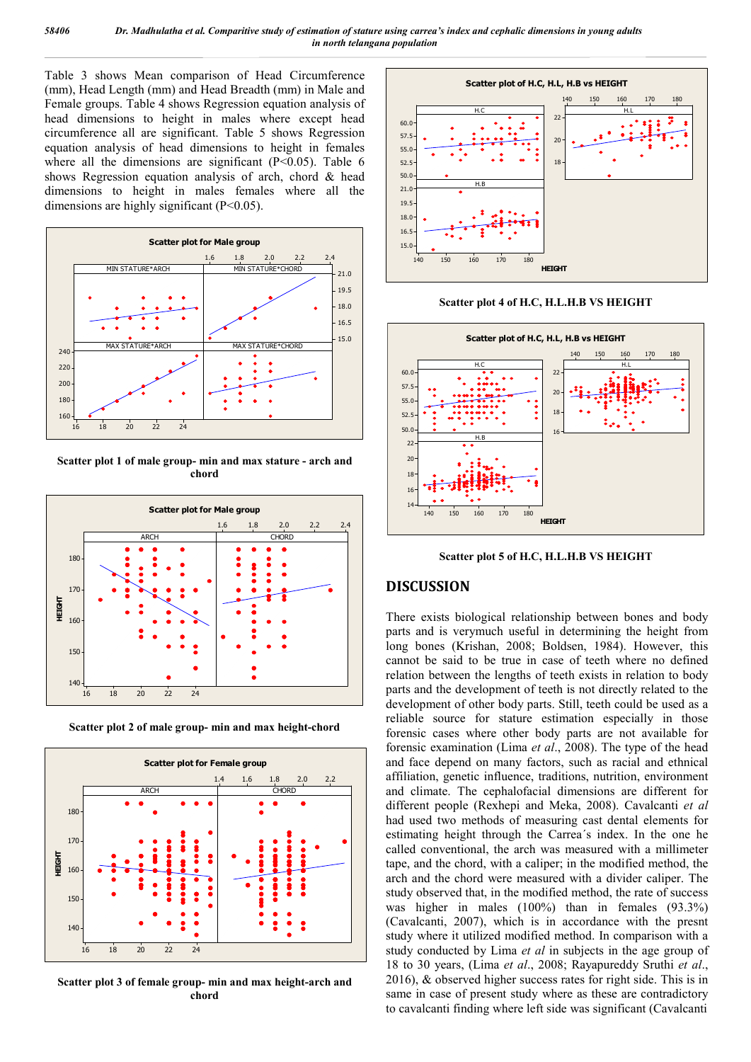Table 3 shows Mean comparison of Head Circumference (mm), Head Length (mm) and Head Breadth (mm) in Male and Female groups. Table 4 shows Regression equation analysis of head dimensions to height in males where except head circumference all are significant. Table 5 shows Regression equation analysis of head dimensions to height in females where all the dimensions are significant (P<0.05). Table 6 shows Regression equation analysis of arch, chord & head dimensions to height in males females where all the dimensions are highly significant (P<0.05).

**Scatter plot 1 of male group- min and max stature - arch and chord**

**Scatter plot 2 of male group- min and max height-chord**

**Scatter plot 3 of female group- min and max height-arch and chord**

**Scatter plot 4 of H.C, H.L.H.B VS HEIGHT**

**Scatter plot 5 of H.C, H.L.H.B VS HEIGHT**

## DISCUSSION

There exists biological relationship between bones and body parts and is verymuch useful in determining the height from long bones (Krishan, 2008; Boldsen, 1984). However, this cannot be said to be true in case of teeth where no defined relation between the lengths of teeth exists in relation to body parts and the development of teeth is not directly related to the development of other body parts. Still, teeth could be used as a reliable source for stature estimation especially in those forensic cases where other body parts are not available for forensic examination (Lima *et al*., 2008). The type of the head and face depend on many factors, such as racial and ethnical affiliation, genetic influence, traditions, nutrition, environment and climate. The cephalofacial dimensions are different for different people (Rexhepi and Meka, 2008). Cavalcanti *et al* had used two methods of measuring cast dental elements for estimating height through the Carrea´s index. In the one he called conventional, the arch was measured with a millimeter tape, and the chord, with a caliper; in the modified method, the arch and the chord were measured with a divider caliper. The study observed that, in the modified method, the rate of success was higher in males (100%) than in females (93.3%) (Cavalcanti, 2007), which is in accordance with the presnt study where it utilized modified method. In comparison with a study conducted by Lima *et al* in subjects in the age group of 18 to 30 years, (Lima *et al*., 2008; Rayapureddy Sruthi *et al*., 2016), & observed higher success rates for right side. This is in same in case of present study where as these are contradictory to cavalcanti finding where left side was significant (Cavalcanti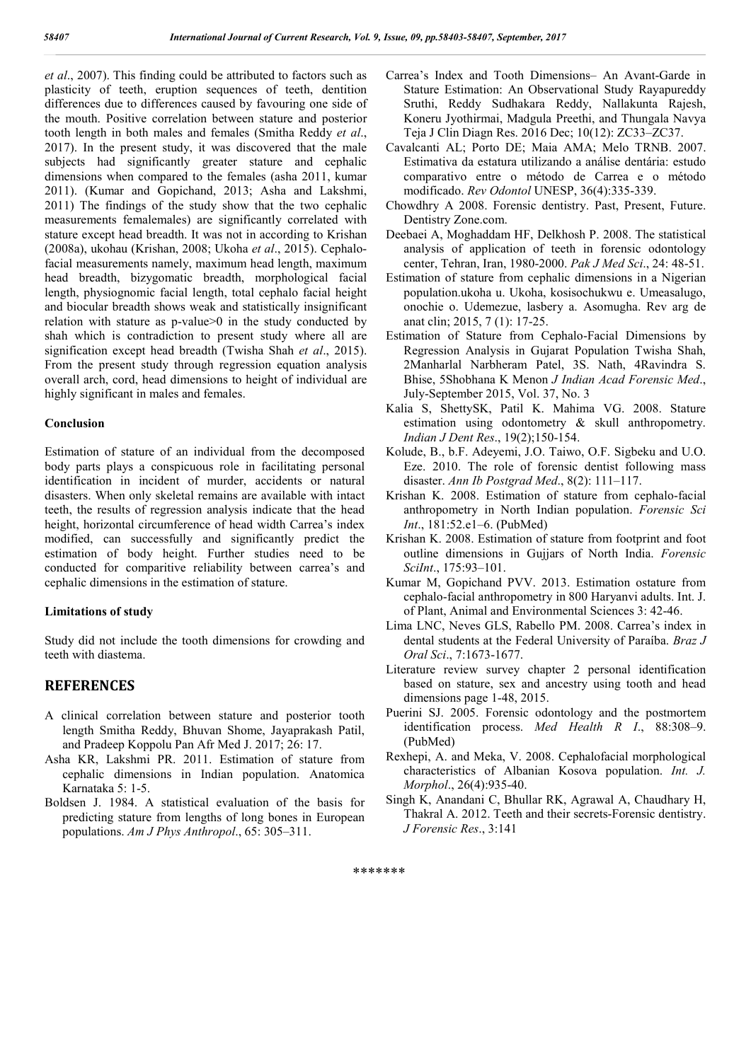*et al*., 2007). This finding could be attributed to factors such as plasticity of teeth, eruption sequences of teeth, dentition differences due to differences caused by favouring one side of the mouth. Positive correlation between stature and posterior tooth length in both males and females (Smitha Reddy *et al*., 2017). In the present study, it was discovered that the male subjects had significantly greater stature and cephalic dimensions when compared to the females (asha 2011, kumar 2011). (Kumar and Gopichand, 2013; Asha and Lakshmi, 2011) The findings of the study show that the two cephalic measurements femalemales) are significantly correlated with stature except head breadth. It was not in according to Krishan (2008a), ukohau (Krishan, 2008; Ukoha *et al*., 2015). Cephalo-facial measurements namely, maximum head length, maximum head breadth, bizygomatic breadth, morphological facial length, physiognomic facial length, total cephalo facial height and biocular breadth shows weak and statistically insignificant relation with stature as p-value>0 in the study conducted by shah which is contradiction to present study where all are signification except head breadth (Twisha Shah *et al*., 2015). From the present study through regression equation analysis overall arch, cord, head dimensions to height of individual are highly significant in males and females.

### Conclusion

Estimation of stature of an individual from the decomposed body parts plays a conspicuous role in facilitating personal identification in incident of murder, accidents or natural disasters. When only skeletal remains are available with intact teeth, the results of regression analysis indicate that the head height, horizontal circumference of head width Carrea's index modified, can successfully and significantly predict the estimation of body height. Further studies need to be conducted for comparitive reliability between carrea's and cephalic dimensions in the estimation of stature.

### Limitations of study

Study did not include the tooth dimensions for crowding and teeth with diastema.

## REFERENCES

A clinical correlation between stature and posterior tooth length Smitha Reddy, Bhuvan Shome, Jayaprakash Patil, and Pradeep Koppolu Pan Afr Med J. 2017; 26: 17.

Asha KR, Lakshmi PR. 2011. Estimation of stature from cephalic dimensions in Indian population. Anatomica Karnataka 5: 1-5.

Boldsen J. 1984. A statistical evaluation of the basis for predicting stature from lengths of long bones in European populations. *Am J Phys Anthropol*., 65: 305–311.

Carrea's Index and Tooth Dimensions– An Avant-Garde in Stature Estimation: An Observational Study Rayapureddy Sruthi, Reddy Sudhakara Reddy, Nallakunta Rajesh, Koneru Jyothirmai, Madgula Preethi, and Thungala Navya Teja J Clin Diagn Res. 2016 Dec; 10(12): ZC33–ZC37.

Cavalcanti AL; Porto DE; Maia AMA; Melo TRNB. 2007. Estimativa da estatura utilizando a análise dentária: estudo comparativo entre o método de Carrea e o método modificado. *Rev Odontol* UNESP, 36(4):335-339.

Chowdhry A 2008. Forensic dentistry. Past, Present, Future. Dentistry Zone.com.

Deebaei A, Moghaddam HF, Delkhosh P. 2008. The statistical analysis of application of teeth in forensic odontology center, Tehran, Iran, 1980-2000. *Pak J Med Sci*., 24: 48-51.

Estimation of stature from cephalic dimensions in a Nigerian population.ukoha u. Ukoha, kosisochukwu e. Umeasalugo, onochie o. Udemezue, lasbery a. Asomugha. Rev arg de anat clin; 2015, 7 (1): 17-25.

Estimation of Stature from Cephalo-Facial Dimensions by Regression Analysis in Gujarat Population Twisha Shah, 2Manharlal Narbheram Patel, 3S. Nath, 4Ravindra S. Bhise, 5Shobhana K Menon *J Indian Acad Forensic Med*., July-September 2015, Vol. 37, No. 3

Kalia S, ShettySK, Patil K. Mahima VG. 2008. Stature estimation using odontometry & skull anthropometry. *Indian J Dent Res*., 19(2);150-154.

Kolude, B., b.F. Adeyemi, J.O. Taiwo, O.F. Sigbeku and U.O. Eze. 2010. The role of forensic dentist following mass disaster. *Ann Ib Postgrad Med*., 8(2): 111–117.

Krishan K. 2008. Estimation of stature from cephalo-facial anthropometry in North Indian population. *Forensic Sci Int*., 181:52.e1–6. (PubMed)

Krishan K. 2008. Estimation of stature from footprint and foot outline dimensions in Gujjars of North India. *Forensic SciInt*., 175:93–101.

Kumar M, Gopichand PVV. 2013. Estimation ostature from cephalo-facial anthropometry in 800 Haryanvi adults. Int. J. of Plant, Animal and Environmental Sciences 3: 42-46.

Lima LNC, Neves GLS, Rabello PM. 2008. Carrea's index in dental students at the Federal University of Paraíba. *Braz J Oral Sci*., 7:1673-1677.

Literature review survey chapter 2 personal identification based on stature, sex and ancestry using tooth and head dimensions page 1-48, 2015.

Puerini SJ. 2005. Forensic odontology and the postmortem identification process. *Med Health R I*., 88:308–9. (PubMed)

Rexhepi, A. and Meka, V. 2008. Cephalofacial morphological characteristics of Albanian Kosova population. *Int. J. Morphol*., 26(4):935-40.

Singh K, Anandani C, Bhullar RK, Agrawal A, Chaudhary H, Thakral A. 2012. Teeth and their secrets-Forensic dentistry. *J Forensic Res*., 3:141

*******